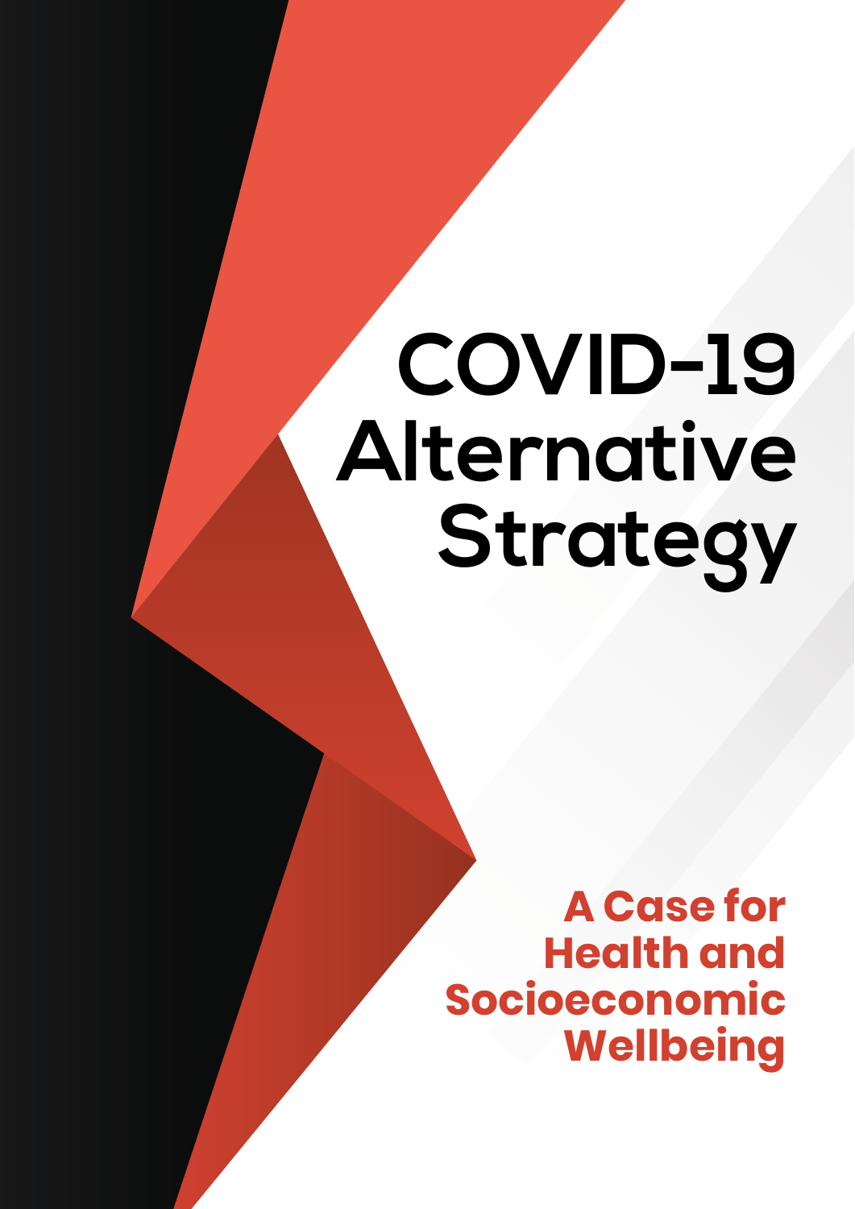# COVID-19 Alternative Strategy

## A Case for Health and Socioeconomic Wellbeing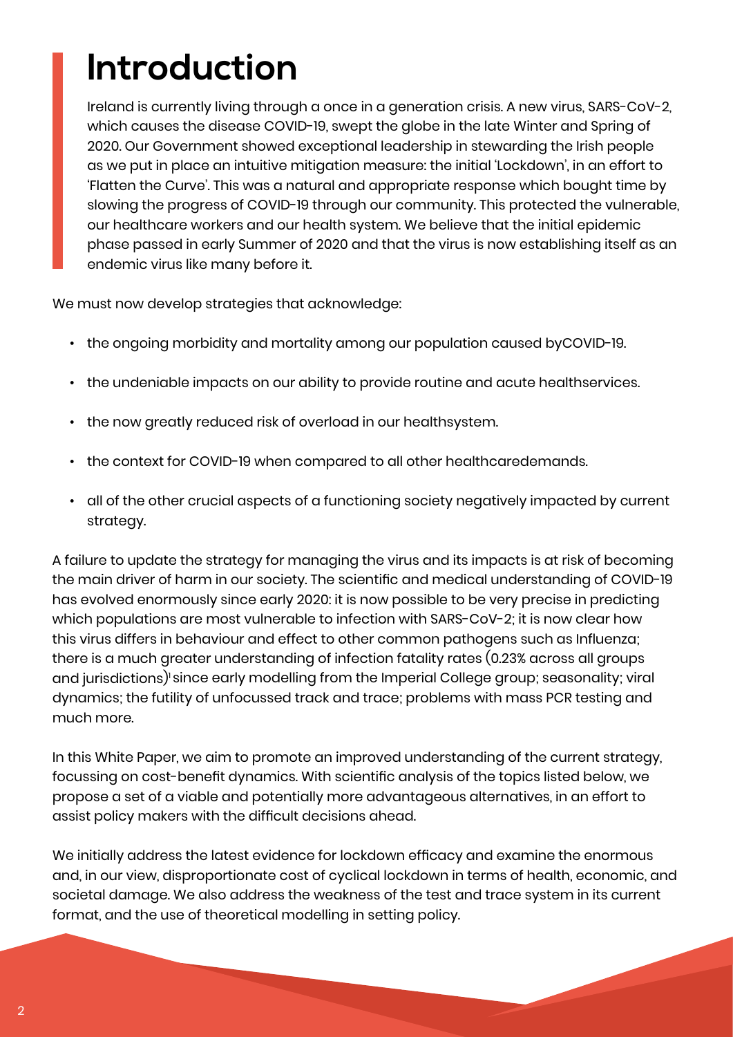# Introduction

Ireland is currently living through a once in a generation crisis. A new virus, SARS-CoV-2, which causes the disease COVID-19, swept the globe in the late Winter and Spring of 2020. Our Government showed exceptional leadership in stewarding the Irish people as we put in place an intuitive mitigation measure: the initial 'Lockdown', in an effort to 'Flatten the Curve'. This was a natural and appropriate response which bought time by slowing the progress of COVID-19 through our community. This protected the vulnerable, our healthcare workers and our health system. We believe that the initial epidemic phase passed in early Summer of 2020 and that the virus is now establishing itself as an endemic virus like many before it.

We must now develop strategies that acknowledge:

- the ongoing morbidity and mortality among our population caused byCOVID-19.
- the undeniable impacts on our ability to provide routine and acute healthservices.
- the now greatly reduced risk of overload in our healthsystem.
- the context for COVID-19 when compared to all other healthcaredemands.
- all of the other crucial aspects of a functioning society negatively impacted by current strategy.

A failure to update the strategy for managing the virus and its impacts is at risk of becoming the main driver of harm in our society. The scientific and medical understanding of COVID-19 has evolved enormously since early 2020: it is now possible to be very precise in predicting which populations are most vulnerable to infection with SARS-CoV-2; it is now clear how this virus differs in behaviour and effect to other common pathogens such as Influenza; there is a much greater understanding of infection fatality rates (0.23% across all groups and jurisdictions)[1] since early modelling from the Imperial College group; seasonality; viral dynamics; the futility of unfocussed track and trace; problems with mass PCR testing and much more.

In this White Paper, we aim to promote an improved understanding of the current strategy, focussing on cost-benefit dynamics. With scientific analysis of the topics listed below, we propose a set of a viable and potentially more advantageous alternatives, in an effort to assist policy makers with the difficult decisions ahead.

We initially address the latest evidence for lockdown efficacy and examine the enormous and, in our view, disproportionate cost of cyclical lockdown in terms of health, economic, and societal damage. We also address the weakness of the test and trace system in its current format, and the use of theoretical modelling in setting policy.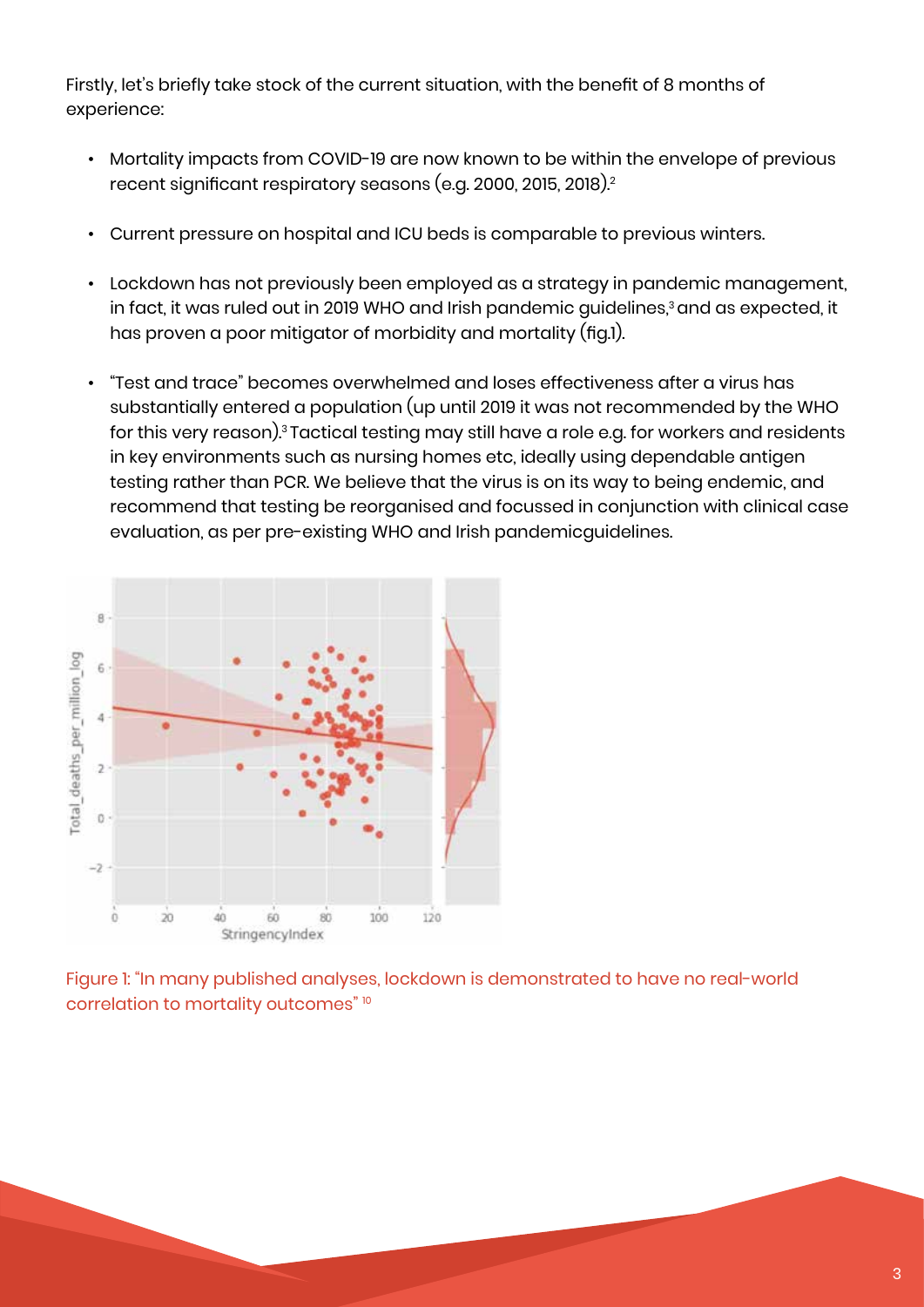Firstly, let's briefly take stock of the current situation, with the benefit of 8 months of experience:

- Mortality impacts from COVID-19 are now known to be within the envelope of previous recent significant respiratory seasons (e.g. 2000, 2015, 2018).[2]
- Current pressure on hospital and ICU beds is comparable to previous winters.
- Lockdown has not previously been employed as a strategy in pandemic management, in fact, it was ruled out in 2019 WHO and Irish pandemic guidelines,[3] and as expected, it has proven a poor mitigator of morbidity and mortality (fig.1).
- "Test and trace" becomes overwhelmed and loses effectiveness after a virus has substantially entered a population (up until 2019 it was not recommended by the WHO for this very reason).[3] Tactical testing may still have a role e.g. for workers and residents in key environments such as nursing homes etc, ideally using dependable antigen testing rather than PCR. We believe that the virus is on its way to being endemic, and recommend that testing be reorganised and focussed in conjunction with clinical case evaluation, as per pre-existing WHO and Irish pandemicguidelines.

Figure 1: "In many published analyses, lockdown is demonstrated to have no real-world correlation to mortality outcomes" [10]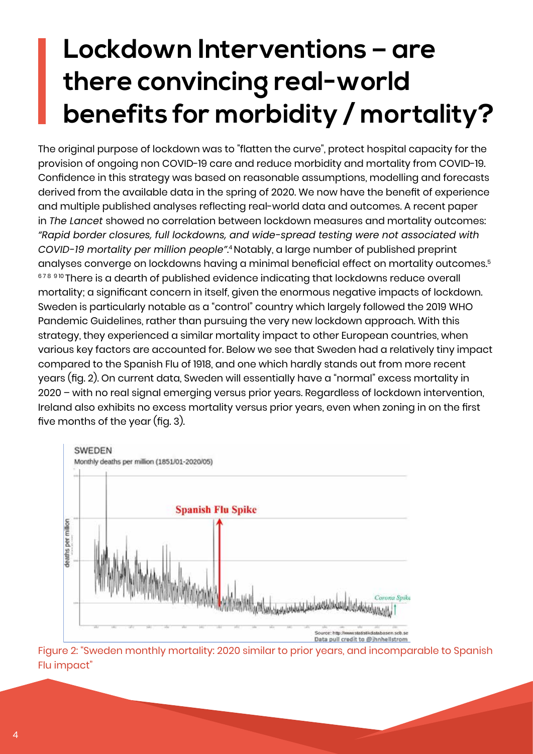# Lockdown Interventions – are there convincing real-world benefits for morbidity / mortality?

The original purpose of lockdown was to "flatten the curve", protect hospital capacity for the provision of ongoing non COVID-19 care and reduce morbidity and mortality from COVID-19. Confidence in this strategy was based on reasonable assumptions, modelling and forecasts derived from the available data in the spring of 2020. We now have the benefit of experience and multiple published analyses reflecting real-world data and outcomes. A recent paper in *The Lancet* showed no correlation between lockdown measures and mortality outcomes: *"Rapid border closures, full lockdowns, and wide-spread testing were not associated with COVID-19 mortality per million people".*[4] Notably, a large number of published preprint analyses converge on lockdowns having a minimal beneficial effect on mortality outcomes.[5] [6] [7] [8] [9] [10] There is a dearth of published evidence indicating that lockdowns reduce overall mortality; a significant concern in itself, given the enormous negative impacts of lockdown. Sweden is particularly notable as a "control" country which largely followed the 2019 WHO Pandemic Guidelines, rather than pursuing the very new lockdown approach. With this strategy, they experienced a similar mortality impact to other European countries, when various key factors are accounted for. Below we see that Sweden had a relatively tiny impact compared to the Spanish Flu of 1918, and one which hardly stands out from more recent years (fig. 2). On current data, Sweden will essentially have a "normal" excess mortality in 2020 – with no real signal emerging versus prior years. Regardless of lockdown intervention, Ireland also exhibits no excess mortality versus prior years, even when zoning in on the first five months of the year (fig. 3).

SWEDEN
Monthly deaths per million (1851/01-2020/05)

Spanish Flu Spike

Corona Spike

Source: http://www.statistikdatabasen.scb.se
Data pull credit to @jhnhellstrom

Figure 2: "Sweden monthly mortality: 2020 similar to prior years, and incomparable to Spanish Flu impact"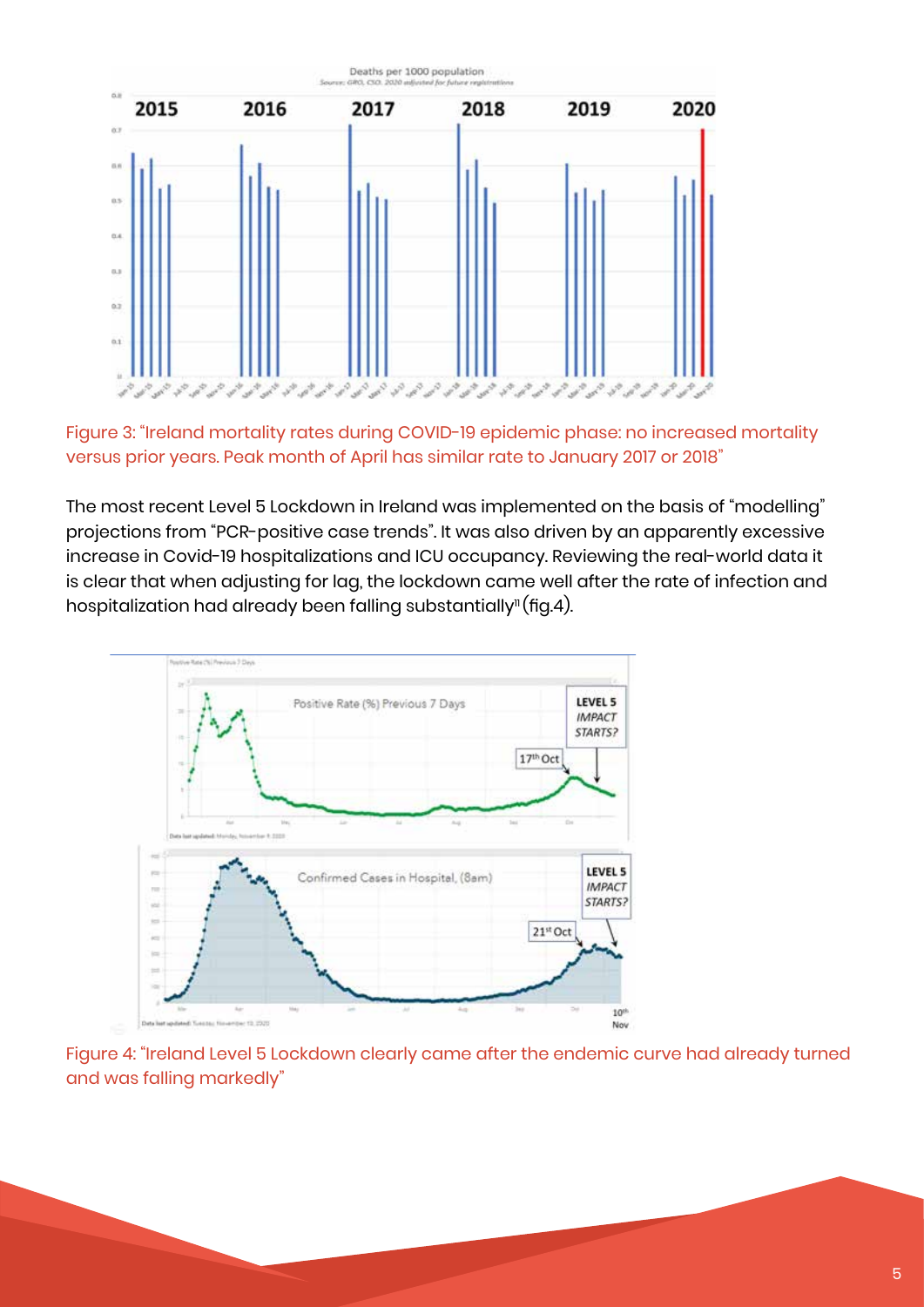Figure 3: "Ireland mortality rates during COVID-19 epidemic phase: no increased mortality versus prior years. Peak month of April has similar rate to January 2017 or 2018"

The most recent Level 5 Lockdown in Ireland was implemented on the basis of "modelling" projections from "PCR-positive case trends". It was also driven by an apparently excessive increase in Covid-19 hospitalizations and ICU occupancy. Reviewing the real-world data it is clear that when adjusting for lag, the lockdown came well after the rate of infection and hospitalization had already been falling substantially[11] (fig.4).

Figure 4: "Ireland Level 5 Lockdown clearly came after the endemic curve had already turned and was falling markedly"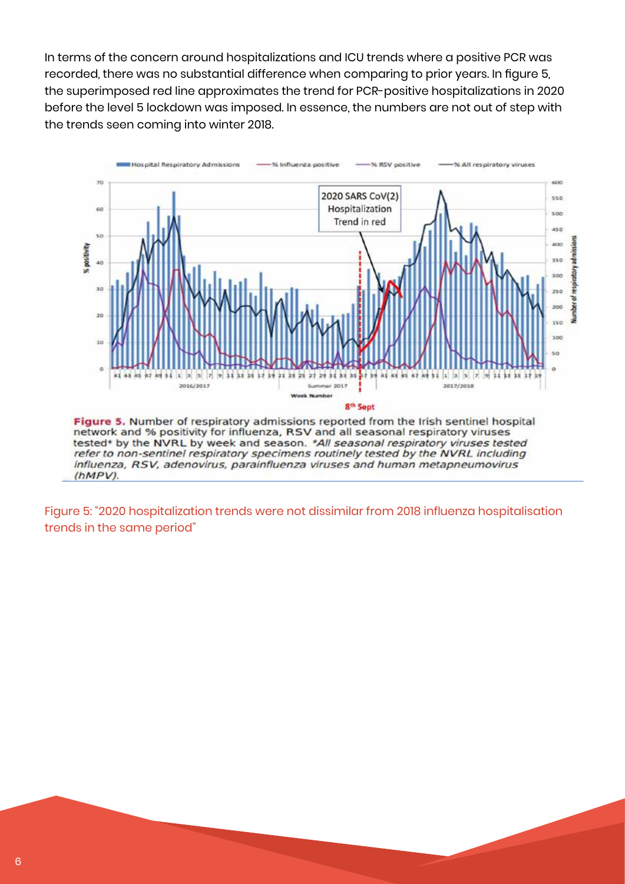In terms of the concern around hospitalizations and ICU trends where a positive PCR was recorded, there was no substantial difference when comparing to prior years. In figure 5, the superimposed red line approximates the trend for PCR-positive hospitalizations in 2020 before the level 5 lockdown was imposed. In essence, the numbers are not out of step with the trends seen coming into winter 2018.

**Figure 5.** Number of respiratory admissions reported from the Irish sentinel hospital network and % positivity for influenza, RSV and all seasonal respiratory viruses tested* by the NVRL by week and season. *\*All seasonal respiratory viruses tested refer to non-sentinel respiratory specimens routinely tested by the NVRL including influenza, RSV, adenovirus, parainfluenza viruses and human metapneumovirus (hMPV).*

Figure 5: "2020 hospitalization trends were not dissimilar from 2018 influenza hospitalisation trends in the same period"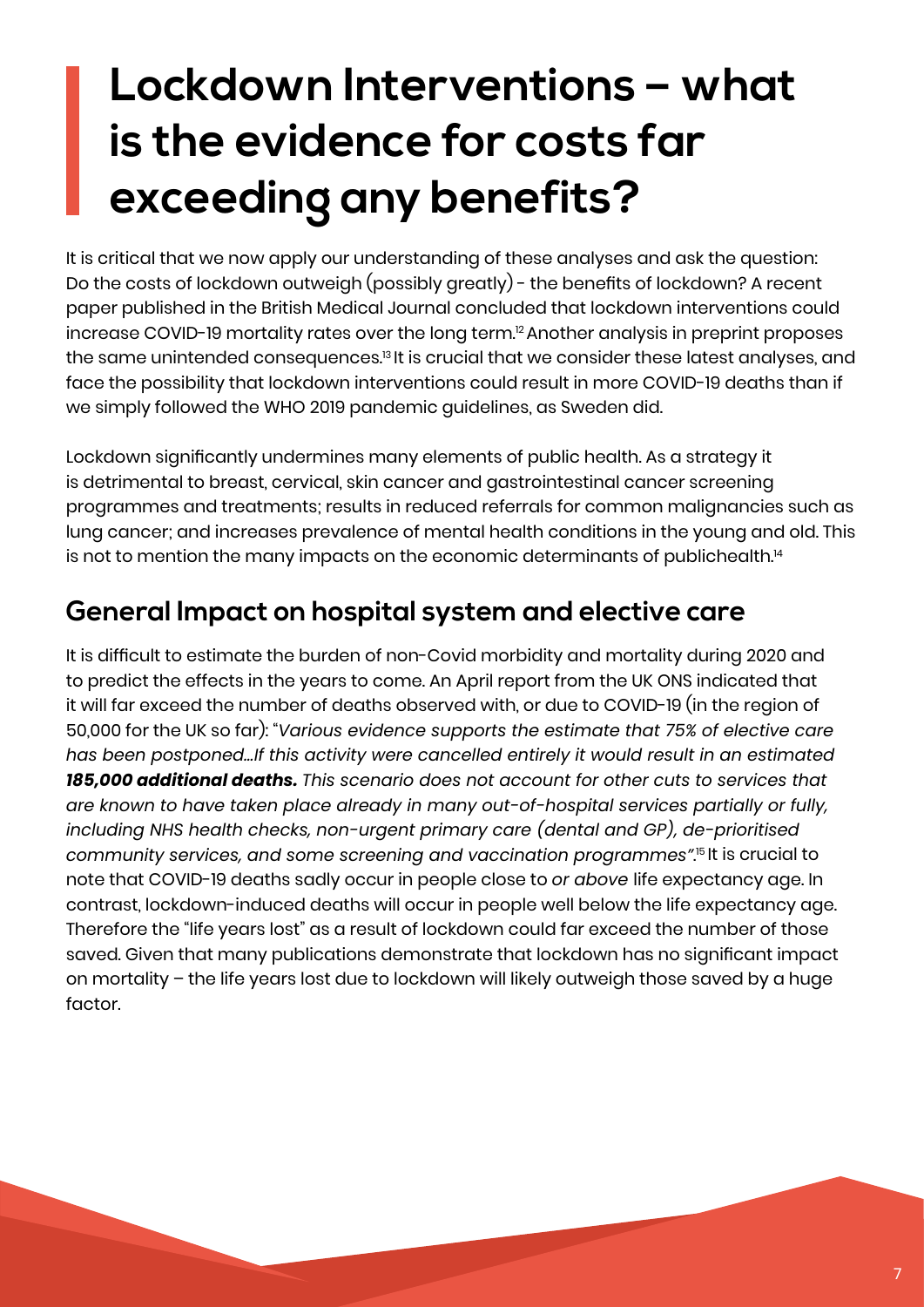# Lockdown Interventions – what is the evidence for costs far exceeding any benefits?

It is critical that we now apply our understanding of these analyses and ask the question: Do the costs of lockdown outweigh (possibly greatly) - the benefits of lockdown? A recent paper published in the British Medical Journal concluded that lockdown interventions could increase COVID-19 mortality rates over the long term.[12] Another analysis in preprint proposes the same unintended consequences.[13] It is crucial that we consider these latest analyses, and face the possibility that lockdown interventions could result in more COVID-19 deaths than if we simply followed the WHO 2019 pandemic guidelines, as Sweden did.

Lockdown significantly undermines many elements of public health. As a strategy it is detrimental to breast, cervical, skin cancer and gastrointestinal cancer screening programmes and treatments; results in reduced referrals for common malignancies such as lung cancer; and increases prevalence of mental health conditions in the young and old. This is not to mention the many impacts on the economic determinants of publichealth.[14]

## General Impact on hospital system and elective care

It is difficult to estimate the burden of non-Covid morbidity and mortality during 2020 and to predict the effects in the years to come. An April report from the UK ONS indicated that it will far exceed the number of deaths observed with, or due to COVID-19 (in the region of 50,000 for the UK so far): "*Various evidence supports the estimate that 75% of elective care has been postponed…If this activity were cancelled entirely it would result in an estimated* ***185,000 additional deaths.*** *This scenario does not account for other cuts to services that are known to have taken place already in many out-of-hospital services partially or fully, including NHS health checks, non-urgent primary care (dental and GP), de-prioritised community services, and some screening and vaccination programmes"*.[15] It is crucial to note that COVID-19 deaths sadly occur in people close to *or above* life expectancy age. In contrast, lockdown-induced deaths will occur in people well below the life expectancy age. Therefore the "life years lost" as a result of lockdown could far exceed the number of those saved. Given that many publications demonstrate that lockdown has no significant impact on mortality – the life years lost due to lockdown will likely outweigh those saved by a huge factor.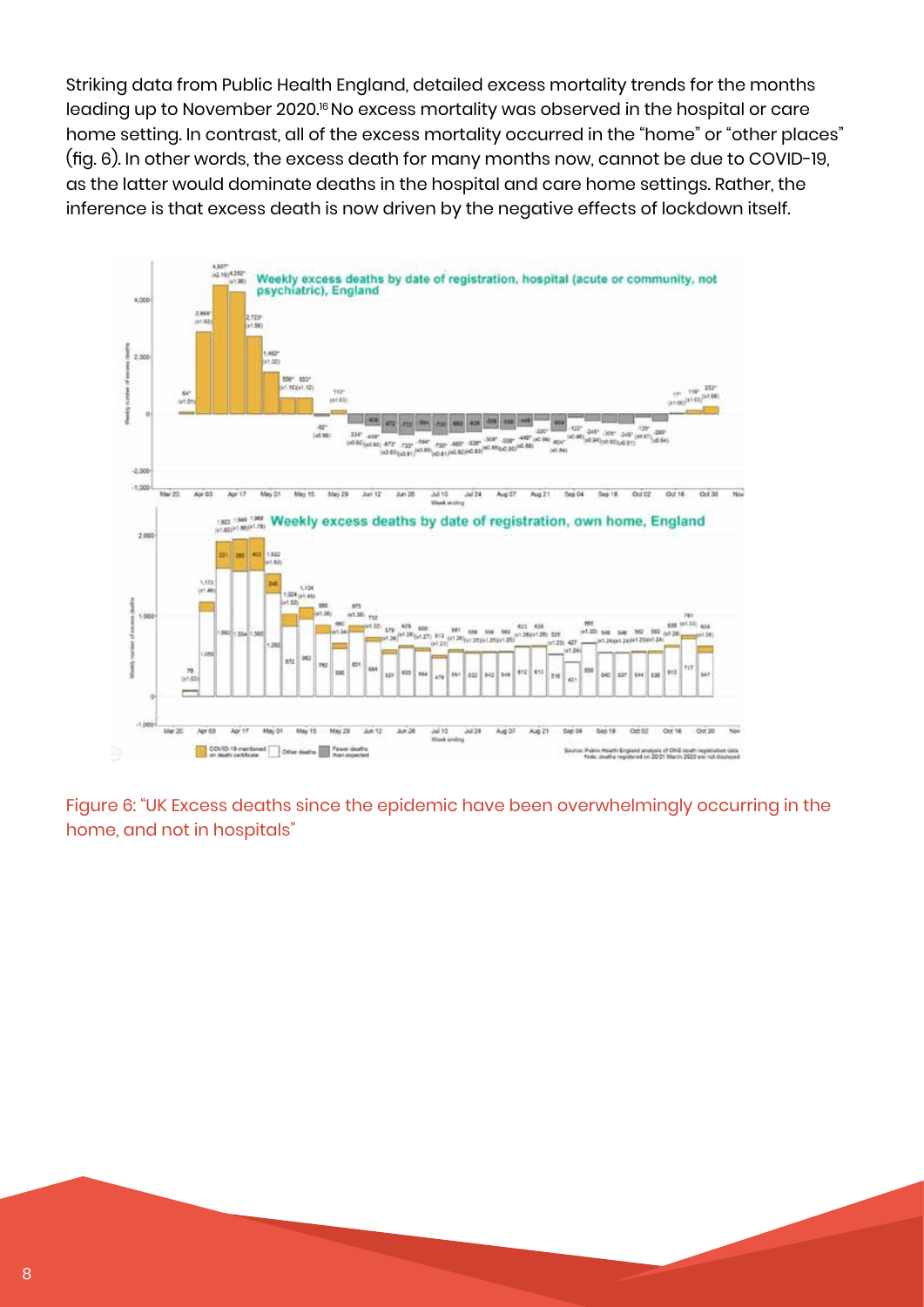Striking data from Public Health England, detailed excess mortality trends for the months leading up to November 2020.[16] No excess mortality was observed in the hospital or care home setting. In contrast, all of the excess mortality occurred in the "home" or "other places" (fig. 6). In other words, the excess death for many months now, cannot be due to COVID-19, as the latter would dominate deaths in the hospital and care home settings. Rather, the inference is that excess death is now driven by the negative effects of lockdown itself.

Figure 6: "UK Excess deaths since the epidemic have been overwhelmingly occurring in the home, and not in hospitals"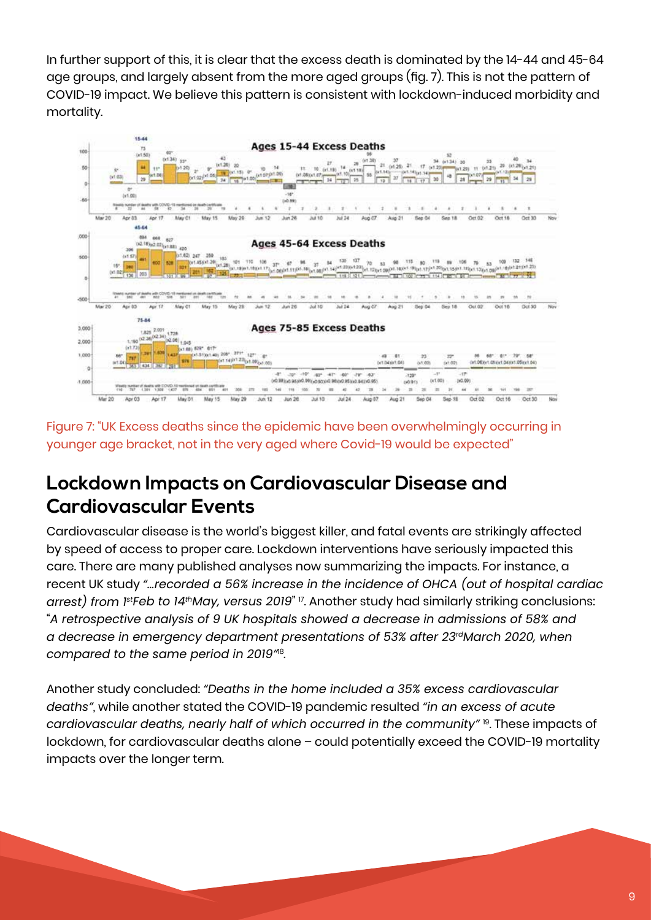In further support of this, it is clear that the excess death is dominated by the 14-44 and 45-64 age groups, and largely absent from the more aged groups (fig. 7). This is not the pattern of COVID-19 impact. We believe this pattern is consistent with lockdown-induced morbidity and mortality.

Figure 7: "UK Excess deaths since the epidemic have been overwhelmingly occurring in younger age bracket, not in the very aged where Covid-19 would be expected"

## Lockdown Impacts on Cardiovascular Disease and Cardiovascular Events

Cardiovascular disease is the world's biggest killer, and fatal events are strikingly affected by speed of access to proper care. Lockdown interventions have seriously impacted this care. There are many published analyses now summarizing the impacts. For instance, a recent UK study *"...recorded a 56% increase in the incidence of OHCA (out of hospital cardiac arrest) from 1st Feb to 14th May, versus 2019"* [17]. Another study had similarly striking conclusions: "*A retrospective analysis of 9 UK hospitals showed a decrease in admissions of 58% and a decrease in emergency department presentations of 53% after 23rd March 2020, when compared to the same period in 2019"*[18].

Another study concluded: *"Deaths in the home included a 35% excess cardiovascular deaths"*, while another stated the COVID-19 pandemic resulted *"in an excess of acute cardiovascular deaths, nearly half of which occurred in the community"* [19]. These impacts of lockdown, for cardiovascular deaths alone – could potentially exceed the COVID-19 mortality impacts over the longer term.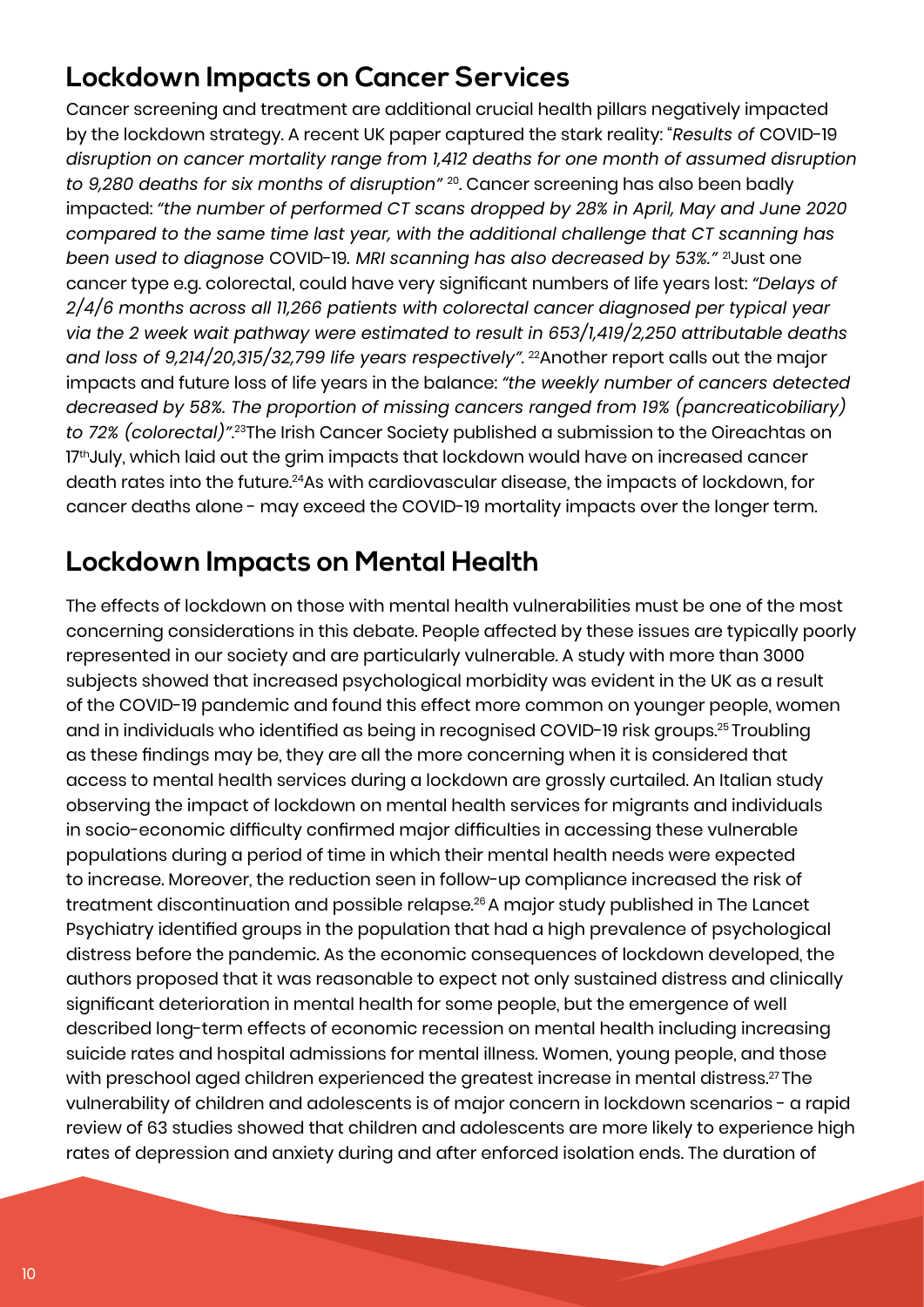## Lockdown Impacts on Cancer Services

Cancer screening and treatment are additional crucial health pillars negatively impacted by the lockdown strategy. A recent UK paper captured the stark reality: "*Results of* COVID-19 *disruption on cancer mortality range from 1,412 deaths for one month of assumed disruption to 9,280 deaths for six months of disruption"* [20]. Cancer screening has also been badly impacted: *"the number of performed CT scans dropped by 28% in April, May and June 2020 compared to the same time last year, with the additional challenge that CT scanning has been used to diagnose* COVID-19*. MRI scanning has also decreased by 53%."* [21] Just one cancer type e.g. colorectal, could have very significant numbers of life years lost: *"Delays of 2/4/6 months across all 11,266 patients with colorectal cancer diagnosed per typical year via the 2 week wait pathway were estimated to result in 653/1,419/2,250 attributable deaths and loss of 9,214/20,315/32,799 life years respectively"*. [22] Another report calls out the major impacts and future loss of life years in the balance: *"the weekly number of cancers detected decreased by 58%. The proportion of missing cancers ranged from 19% (pancreaticobiliary) to 72% (colorectal)".*[23] The Irish Cancer Society published a submission to the Oireachtas on 17th July, which laid out the grim impacts that lockdown would have on increased cancer death rates into the future.[24] As with cardiovascular disease, the impacts of lockdown, for cancer deaths alone - may exceed the COVID-19 mortality impacts over the longer term.

## Lockdown Impacts on Mental Health

The effects of lockdown on those with mental health vulnerabilities must be one of the most concerning considerations in this debate. People affected by these issues are typically poorly represented in our society and are particularly vulnerable. A study with more than 3000 subjects showed that increased psychological morbidity was evident in the UK as a result of the COVID-19 pandemic and found this effect more common on younger people, women and in individuals who identified as being in recognised COVID-19 risk groups.[25] Troubling as these findings may be, they are all the more concerning when it is considered that access to mental health services during a lockdown are grossly curtailed. An Italian study observing the impact of lockdown on mental health services for migrants and individuals in socio-economic difficulty confirmed major difficulties in accessing these vulnerable populations during a period of time in which their mental health needs were expected to increase. Moreover, the reduction seen in follow-up compliance increased the risk of treatment discontinuation and possible relapse.[26] A major study published in The Lancet Psychiatry identified groups in the population that had a high prevalence of psychological distress before the pandemic. As the economic consequences of lockdown developed, the authors proposed that it was reasonable to expect not only sustained distress and clinically significant deterioration in mental health for some people, but the emergence of well described long-term effects of economic recession on mental health including increasing suicide rates and hospital admissions for mental illness. Women, young people, and those with preschool aged children experienced the greatest increase in mental distress.[27] The vulnerability of children and adolescents is of major concern in lockdown scenarios - a rapid review of 63 studies showed that children and adolescents are more likely to experience high rates of depression and anxiety during and after enforced isolation ends. The duration of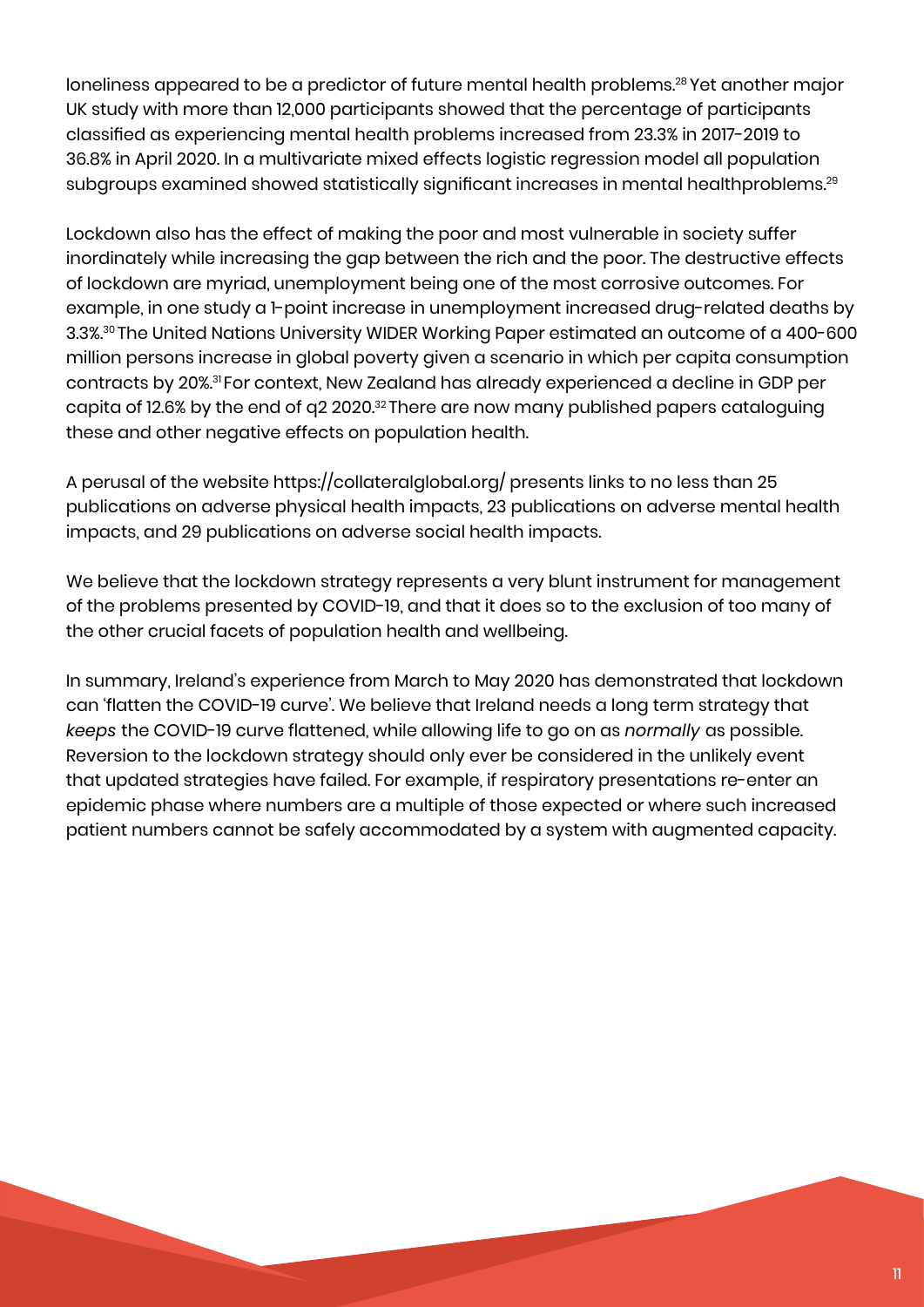loneliness appeared to be a predictor of future mental health problems.[28] Yet another major UK study with more than 12,000 participants showed that the percentage of participants classified as experiencing mental health problems increased from 23.3% in 2017-2019 to 36.8% in April 2020. In a multivariate mixed effects logistic regression model all population subgroups examined showed statistically significant increases in mental healthproblems.[29]

Lockdown also has the effect of making the poor and most vulnerable in society suffer inordinately while increasing the gap between the rich and the poor. The destructive effects of lockdown are myriad, unemployment being one of the most corrosive outcomes. For example, in one study a 1-point increase in unemployment increased drug-related deaths by 3.3%.[30] The United Nations University WIDER Working Paper estimated an outcome of a 400-600 million persons increase in global poverty given a scenario in which per capita consumption contracts by 20%.[31] For context, New Zealand has already experienced a decline in GDP per capita of 12.6% by the end of q2 2020.[32] There are now many published papers cataloguing these and other negative effects on population health.

A perusal of the website https://collateralglobal.org/ presents links to no less than 25 publications on adverse physical health impacts, 23 publications on adverse mental health impacts, and 29 publications on adverse social health impacts.

We believe that the lockdown strategy represents a very blunt instrument for management of the problems presented by COVID-19, and that it does so to the exclusion of too many of the other crucial facets of population health and wellbeing.

In summary, Ireland's experience from March to May 2020 has demonstrated that lockdown can 'flatten the COVID-19 curve'. We believe that Ireland needs a long term strategy that *keeps* the COVID-19 curve flattened, while allowing life to go on as *normally* as possible. Reversion to the lockdown strategy should only ever be considered in the unlikely event that updated strategies have failed. For example, if respiratory presentations re-enter an epidemic phase where numbers are a multiple of those expected or where such increased patient numbers cannot be safely accommodated by a system with augmented capacity.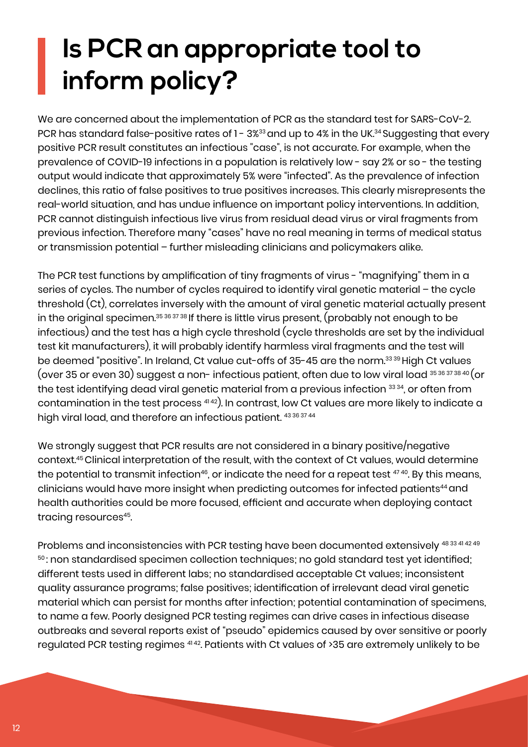# Is PCR an appropriate tool to inform policy?

We are concerned about the implementation of PCR as the standard test for SARS-CoV-2. PCR has standard false-positive rates of 1 - 3%[33] and up to 4% in the UK.[34] Suggesting that every positive PCR result constitutes an infectious "case", is not accurate. For example, when the prevalence of COVID-19 infections in a population is relatively low - say 2% or so - the testing output would indicate that approximately 5% were "infected". As the prevalence of infection declines, this ratio of false positives to true positives increases. This clearly misrepresents the real-world situation, and has undue influence on important policy interventions. In addition, PCR cannot distinguish infectious live virus from residual dead virus or viral fragments from previous infection. Therefore many "cases" have no real meaning in terms of medical status or transmission potential – further misleading clinicians and policymakers alike.

The PCR test functions by amplification of tiny fragments of virus - "magnifying" them in a series of cycles. The number of cycles required to identify viral genetic material – the cycle threshold (Ct), correlates inversely with the amount of viral genetic material actually present in the original specimen.[35 36 37 38] If there is little virus present, (probably not enough to be infectious) and the test has a high cycle threshold (cycle thresholds are set by the individual test kit manufacturers), it will probably identify harmless viral fragments and the test will be deemed "positive". In Ireland, Ct value cut-offs of 35-45 are the norm.[33 39] High Ct values (over 35 or even 30) suggest a non- infectious patient, often due to low viral load [35 36 37 38 40] (or the test identifying dead viral genetic material from a previous infection [33 34], or often from contamination in the test process [41 42]). In contrast, low Ct values are more likely to indicate a high viral load, and therefore an infectious patient. [43 36 37 44]

We strongly suggest that PCR results are not considered in a binary positive/negative context.[45] Clinical interpretation of the result, with the context of Ct values, would determine the potential to transmit infection[46], or indicate the need for a repeat test [47 40]. By this means, clinicians would have more insight when predicting outcomes for infected patients[44] and health authorities could be more focused, efficient and accurate when deploying contact tracing resources[45].

Problems and inconsistencies with PCR testing have been documented extensively [48 33 41 42 49 50]: non standardised specimen collection techniques; no gold standard test yet identified; different tests used in different labs; no standardised acceptable Ct values; inconsistent quality assurance programs; false positives; identification of irrelevant dead viral genetic material which can persist for months after infection; potential contamination of specimens, to name a few. Poorly designed PCR testing regimes can drive cases in infectious disease outbreaks and several reports exist of "pseudo" epidemics caused by over sensitive or poorly regulated PCR testing regimes [41 42]. Patients with Ct values of >35 are extremely unlikely to be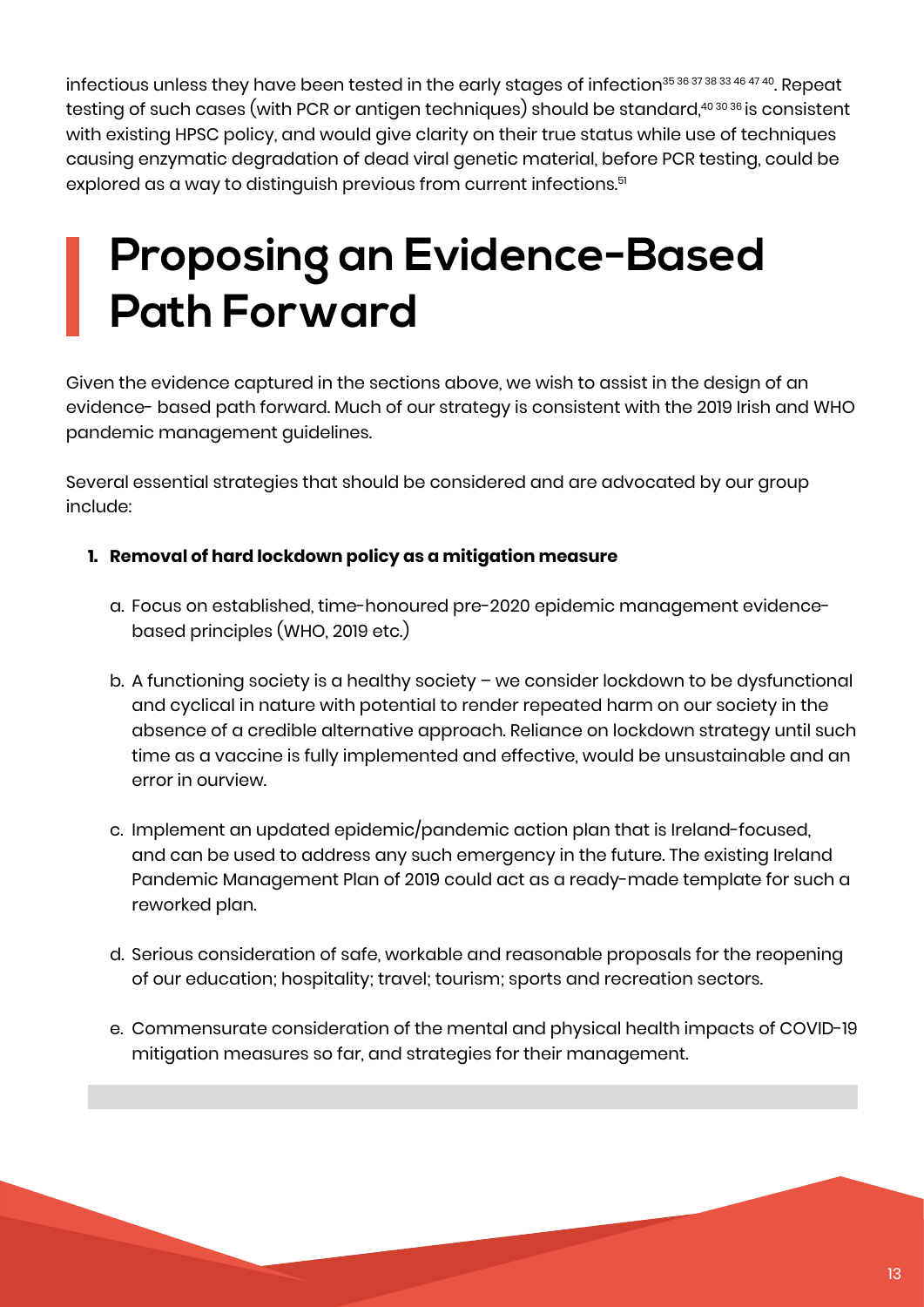infectious unless they have been tested in the early stages of infection[35 36 37 38 33 46 47 40]. Repeat testing of such cases (with PCR or antigen techniques) should be standard,[40 30 36] is consistent with existing HPSC policy, and would give clarity on their true status while use of techniques causing enzymatic degradation of dead viral genetic material, before PCR testing, could be explored as a way to distinguish previous from current infections.[51]

# Proposing an Evidence-Based Path Forward

Given the evidence captured in the sections above, we wish to assist in the design of an evidence- based path forward. Much of our strategy is consistent with the 2019 Irish and WHO pandemic management guidelines.

Several essential strategies that should be considered and are advocated by our group include:

1. **Removal of hard lockdown policy as a mitigation measure**

    a. Focus on established, time-honoured pre-2020 epidemic management evidence-based principles (WHO, 2019 etc.)

    b. A functioning society is a healthy society – we consider lockdown to be dysfunctional and cyclical in nature with potential to render repeated harm on our society in the absence of a credible alternative approach. Reliance on lockdown strategy until such time as a vaccine is fully implemented and effective, would be unsustainable and an error in ourview.

    c. Implement an updated epidemic/pandemic action plan that is Ireland-focused, and can be used to address any such emergency in the future. The existing Ireland Pandemic Management Plan of 2019 could act as a ready-made template for such a reworked plan.

    d. Serious consideration of safe, workable and reasonable proposals for the reopening of our education; hospitality; travel; tourism; sports and recreation sectors.

    e. Commensurate consideration of the mental and physical health impacts of COVID-19 mitigation measures so far, and strategies for their management.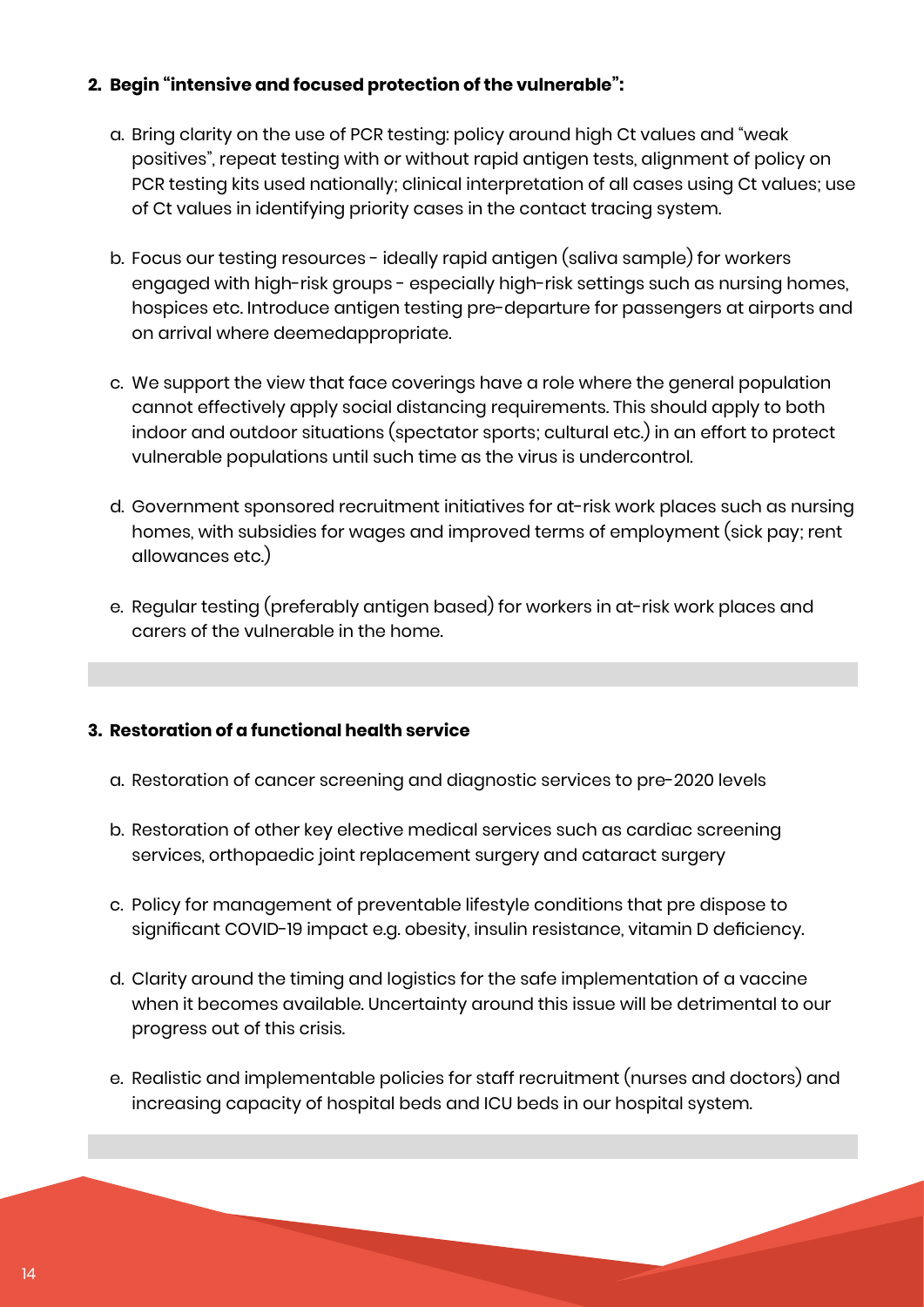2. **Begin "intensive and focused protection of the vulnerable":**

    a. Bring clarity on the use of PCR testing: policy around high Ct values and "weak positives", repeat testing with or without rapid antigen tests, alignment of policy on PCR testing kits used nationally; clinical interpretation of all cases using Ct values; use of Ct values in identifying priority cases in the contact tracing system.

    b. Focus our testing resources - ideally rapid antigen (saliva sample) for workers engaged with high-risk groups - especially high-risk settings such as nursing homes, hospices etc. Introduce antigen testing pre-departure for passengers at airports and on arrival where deemedappropriate.

    c. We support the view that face coverings have a role where the general population cannot effectively apply social distancing requirements. This should apply to both indoor and outdoor situations (spectator sports; cultural etc.) in an effort to protect vulnerable populations until such time as the virus is undercontrol.

    d. Government sponsored recruitment initiatives for at-risk work places such as nursing homes, with subsidies for wages and improved terms of employment (sick pay; rent allowances etc.)

    e. Regular testing (preferably antigen based) for workers in at-risk work places and carers of the vulnerable in the home.

3. **Restoration of a functional health service**

    a. Restoration of cancer screening and diagnostic services to pre-2020 levels

    b. Restoration of other key elective medical services such as cardiac screening services, orthopaedic joint replacement surgery and cataract surgery

    c. Policy for management of preventable lifestyle conditions that pre dispose to significant COVID-19 impact e.g. obesity, insulin resistance, vitamin D deficiency.

    d. Clarity around the timing and logistics for the safe implementation of a vaccine when it becomes available. Uncertainty around this issue will be detrimental to our progress out of this crisis.

    e. Realistic and implementable policies for staff recruitment (nurses and doctors) and increasing capacity of hospital beds and ICU beds in our hospital system.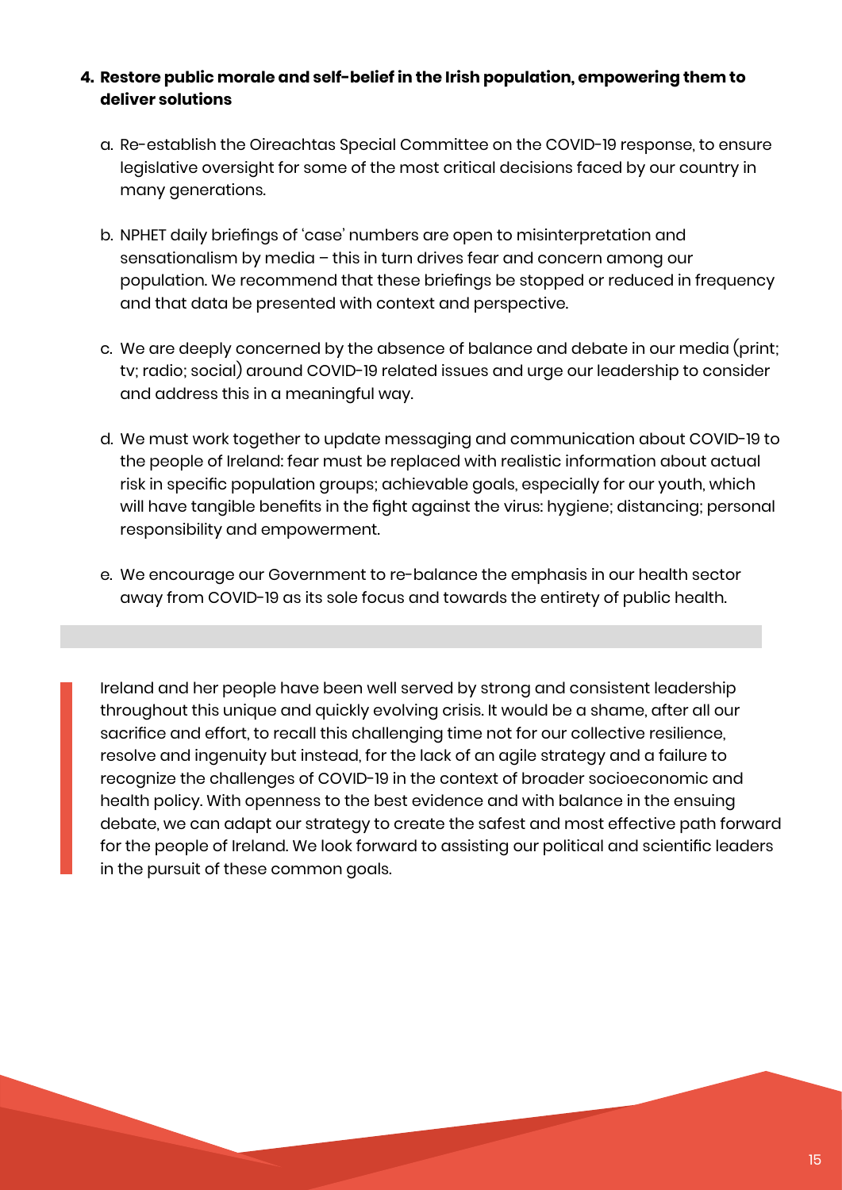4. **Restore public morale and self-belief in the Irish population, empowering them to deliver solutions**

   a. Re-establish the Oireachtas Special Committee on the COVID-19 response, to ensure legislative oversight for some of the most critical decisions faced by our country in many generations.

   b. NPHET daily briefings of 'case' numbers are open to misinterpretation and sensationalism by media – this in turn drives fear and concern among our population. We recommend that these briefings be stopped or reduced in frequency and that data be presented with context and perspective.

   c. We are deeply concerned by the absence of balance and debate in our media (print; tv; radio; social) around COVID-19 related issues and urge our leadership to consider and address this in a meaningful way.

   d. We must work together to update messaging and communication about COVID-19 to the people of Ireland: fear must be replaced with realistic information about actual risk in specific population groups; achievable goals, especially for our youth, which will have tangible benefits in the fight against the virus: hygiene; distancing; personal responsibility and empowerment.

   e. We encourage our Government to re-balance the emphasis in our health sector away from COVID-19 as its sole focus and towards the entirety of public health.

> Ireland and her people have been well served by strong and consistent leadership throughout this unique and quickly evolving crisis. It would be a shame, after all our sacrifice and effort, to recall this challenging time not for our collective resilience, resolve and ingenuity but instead, for the lack of an agile strategy and a failure to recognize the challenges of COVID-19 in the context of broader socioeconomic and health policy. With openness to the best evidence and with balance in the ensuing debate, we can adapt our strategy to create the safest and most effective path forward for the people of Ireland. We look forward to assisting our political and scientific leaders in the pursuit of these common goals.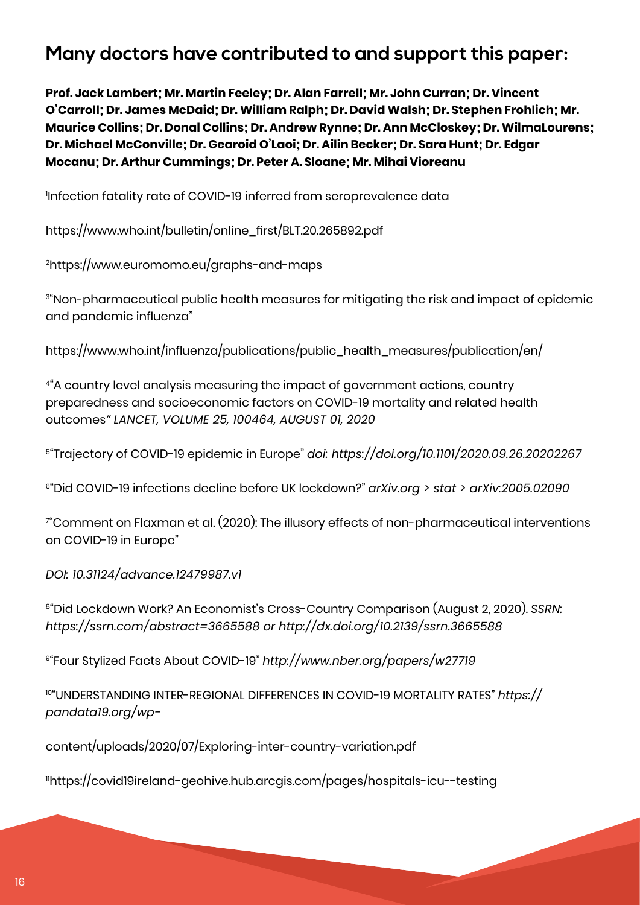## Many doctors have contributed to and support this paper:

**Prof. Jack Lambert; Mr. Martin Feeley; Dr. Alan Farrell; Mr. John Curran; Dr. Vincent O'Carroll; Dr. James McDaid; Dr. William Ralph; Dr. David Walsh; Dr. Stephen Frohlich; Mr. Maurice Collins; Dr. Donal Collins; Dr. Andrew Rynne; Dr. Ann McCloskey; Dr. WilmaLourens; Dr. Michael McConville; Dr. Gearoid O'Laoi; Dr. Ailin Becker; Dr. Sara Hunt; Dr. Edgar Mocanu; Dr. Arthur Cummings; Dr. Peter A. Sloane; Mr. Mihai Vioreanu**

[1]Infection fatality rate of COVID-19 inferred from seroprevalence data

https://www.who.int/bulletin/online_first/BLT.20.265892.pdf

[2]https://www.euromomo.eu/graphs-and-maps

[3]"Non-pharmaceutical public health measures for mitigating the risk and impact of epidemic and pandemic influenza"

https://www.who.int/influenza/publications/public_health_measures/publication/en/

[4]"A country level analysis measuring the impact of government actions, country preparedness and socioeconomic factors on COVID-19 mortality and related health outcomes*" LANCET, VOLUME 25, 100464, AUGUST 01, 2020*

[5]"Trajectory of COVID-19 epidemic in Europe" *doi: https://doi.org/10.1101/2020.09.26.20202267*

[6]"Did COVID-19 infections decline before UK lockdown?" *arXiv.org > stat > arXiv:2005.02090*

[7]"Comment on Flaxman et al. (2020): The illusory effects of non-pharmaceutical interventions on COVID-19 in Europe"

*DOI: 10.31124/advance.12479987.v1*

[8]"Did Lockdown Work? An Economist's Cross-Country Comparison (August 2, 2020). *SSRN: https://ssrn.com/abstract=3665588 or http://dx.doi.org/10.2139/ssrn.3665588*

[9]"Four Stylized Facts About COVID-19" *http://www.nber.org/papers/w27719*

[10]"UNDERSTANDING INTER-REGIONAL DIFFERENCES IN COVID-19 MORTALITY RATES" *https://pandata19.org/wp-*

content/uploads/2020/07/Exploring-inter-country-variation.pdf

[11]https://covid19ireland-geohive.hub.arcgis.com/pages/hospitals-icu--testing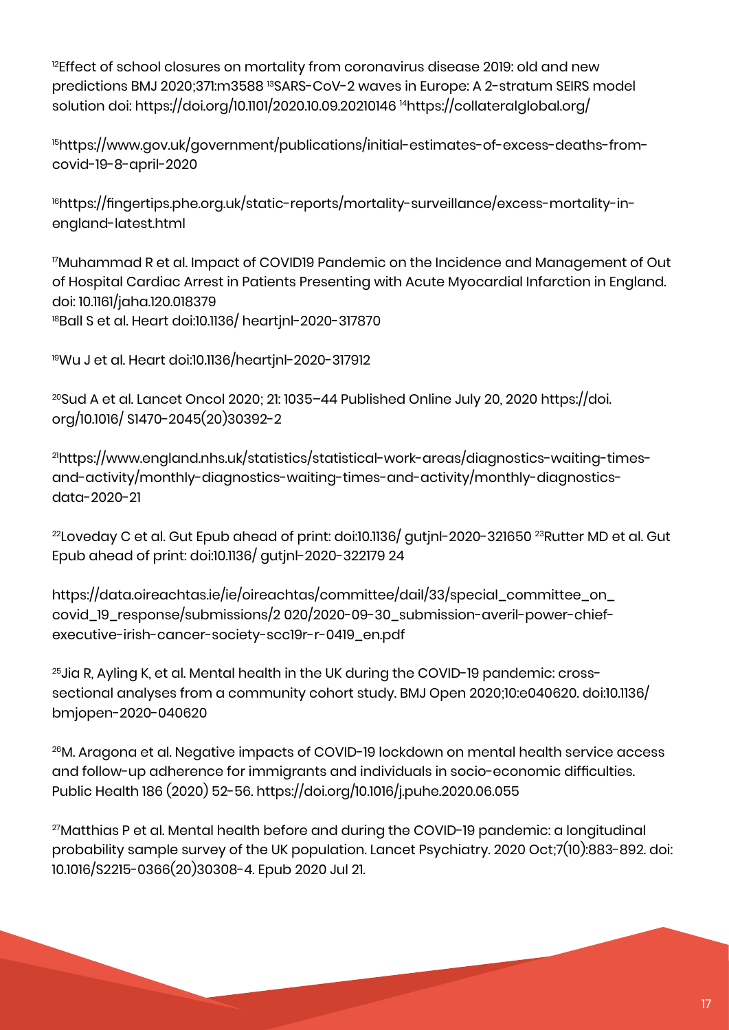[12]Effect of school closures on mortality from coronavirus disease 2019: old and new predictions BMJ 2020;371:m3588 [13]SARS-CoV-2 waves in Europe: A 2-stratum SEIRS model solution doi: https://doi.org/10.1101/2020.10.09.20210146 [14]https://collateralglobal.org/

[15]https://www.gov.uk/government/publications/initial-estimates-of-excess-deaths-from-covid-19-8-april-2020

[16]https://fingertips.phe.org.uk/static-reports/mortality-surveillance/excess-mortality-in-england-latest.html

[17]Muhammad R et al. Impact of COVID19 Pandemic on the Incidence and Management of Out of Hospital Cardiac Arrest in Patients Presenting with Acute Myocardial Infarction in England. doi: 10.1161/jaha.120.018379
[18]Ball S et al. Heart doi:10.1136/ heartjnl-2020-317870

[19]Wu J et al. Heart doi:10.1136/heartjnl-2020-317912

[20]Sud A et al. Lancet Oncol 2020; 21: 1035–44 Published Online July 20, 2020 https://doi.org/10.1016/ S1470-2045(20)30392-2

[21]https://www.england.nhs.uk/statistics/statistical-work-areas/diagnostics-waiting-times-and-activity/monthly-diagnostics-waiting-times-and-activity/monthly-diagnostics-data-2020-21

[22]Loveday C et al. Gut Epub ahead of print: doi:10.1136/ gutjnl-2020-321650 [23]Rutter MD et al. Gut Epub ahead of print: doi:10.1136/ gutjnl-2020-322179 24

https://data.oireachtas.ie/ie/oireachtas/committee/dail/33/special_committee_on_covid_19_response/submissions/2 020/2020-09-30_submission-averil-power-chief-executive-irish-cancer-society-scc19r-r-0419_en.pdf

[25]Jia R, Ayling K, et al. Mental health in the UK during the COVID-19 pandemic: cross-sectional analyses from a community cohort study. BMJ Open 2020;10:e040620. doi:10.1136/ bmjopen-2020-040620

[26]M. Aragona et al. Negative impacts of COVID-19 lockdown on mental health service access and follow-up adherence for immigrants and individuals in socio-economic difficulties. Public Health 186 (2020) 52-56. https://doi.org/10.1016/j.puhe.2020.06.055

[27]Matthias P et al. Mental health before and during the COVID-19 pandemic: a longitudinal probability sample survey of the UK population. Lancet Psychiatry. 2020 Oct;7(10):883-892. doi: 10.1016/S2215-0366(20)30308-4. Epub 2020 Jul 21.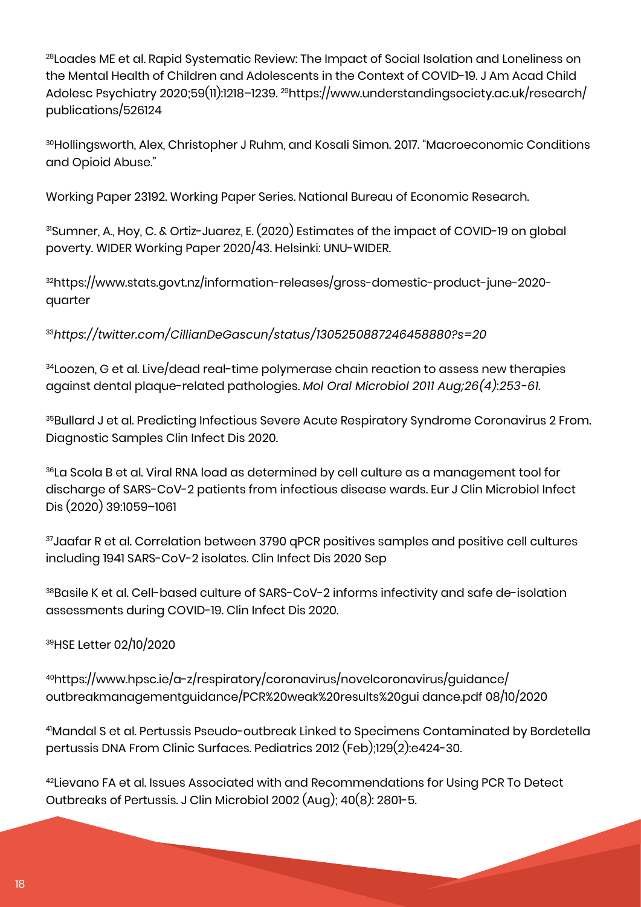[28]Loades ME et al. Rapid Systematic Review: The Impact of Social Isolation and Loneliness on the Mental Health of Children and Adolescents in the Context of COVID-19. J Am Acad Child Adolesc Psychiatry 2020;59(11):1218–1239. [29]https://www.understandingsociety.ac.uk/research/publications/526124

[30]Hollingsworth, Alex, Christopher J Ruhm, and Kosali Simon. 2017. "Macroeconomic Conditions and Opioid Abuse."

Working Paper 23192. Working Paper Series. National Bureau of Economic Research.

[31]Sumner, A., Hoy, C. & Ortiz-Juarez, E. (2020) Estimates of the impact of COVID-19 on global poverty. WIDER Working Paper 2020/43. Helsinki: UNU-WIDER.

[32]https://www.stats.govt.nz/information-releases/gross-domestic-product-june-2020-quarter

[33]*https://twitter.com/CillianDeGascun/status/1305250887246458880?s=20*

[34]Loozen, G et al. Live/dead real-time polymerase chain reaction to assess new therapies against dental plaque-related pathologies. *Mol Oral Microbiol 2011 Aug;26(4):253-61.*

[35]Bullard J et al. Predicting Infectious Severe Acute Respiratory Syndrome Coronavirus 2 From. Diagnostic Samples Clin Infect Dis 2020.

[36]La Scola B et al. Viral RNA load as determined by cell culture as a management tool for discharge of SARS-CoV-2 patients from infectious disease wards. Eur J Clin Microbiol Infect Dis (2020) 39:1059–1061

[37]Jaafar R et al. Correlation between 3790 qPCR positives samples and positive cell cultures including 1941 SARS-CoV-2 isolates. Clin Infect Dis 2020 Sep

[38]Basile K et al. Cell-based culture of SARS-CoV-2 informs infectivity and safe de-isolation assessments during COVID-19. Clin Infect Dis 2020.

[39]HSE Letter 02/10/2020

[40]https://www.hpsc.ie/a-z/respiratory/coronavirus/novelcoronavirus/guidance/outbreakmanagementguidance/PCR%20weak%20results%20gui dance.pdf 08/10/2020

[41]Mandal S et al. Pertussis Pseudo-outbreak Linked to Specimens Contaminated by Bordetella pertussis DNA From Clinic Surfaces. Pediatrics 2012 (Feb);129(2):e424-30.

[42]Lievano FA et al. Issues Associated with and Recommendations for Using PCR To Detect Outbreaks of Pertussis. J Clin Microbiol 2002 (Aug); 40(8): 2801-5.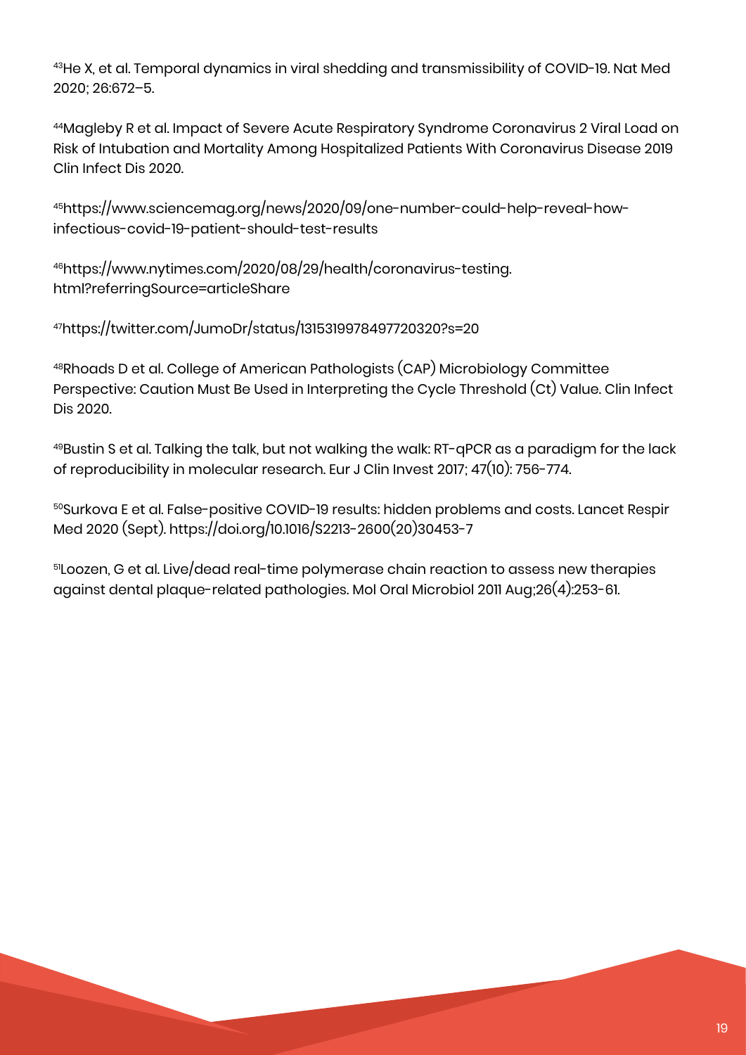[43]He X, et al. Temporal dynamics in viral shedding and transmissibility of COVID-19. Nat Med 2020; 26:672–5.

[44]Magleby R et al. Impact of Severe Acute Respiratory Syndrome Coronavirus 2 Viral Load on Risk of Intubation and Mortality Among Hospitalized Patients With Coronavirus Disease 2019 Clin Infect Dis 2020.

[45]https://www.sciencemag.org/news/2020/09/one-number-could-help-reveal-how-infectious-covid-19-patient-should-test-results

[46]https://www.nytimes.com/2020/08/29/health/coronavirus-testing.html?referringSource=articleShare

[47]https://twitter.com/JumoDr/status/1315319978497720320?s=20

[48]Rhoads D et al. College of American Pathologists (CAP) Microbiology Committee Perspective: Caution Must Be Used in Interpreting the Cycle Threshold (Ct) Value. Clin Infect Dis 2020.

[49]Bustin S et al. Talking the talk, but not walking the walk: RT-qPCR as a paradigm for the lack of reproducibility in molecular research. Eur J Clin Invest 2017; 47(10): 756-774.

[50]Surkova E et al. False-positive COVID-19 results: hidden problems and costs. Lancet Respir Med 2020 (Sept). https://doi.org/10.1016/S2213-2600(20)30453-7

[51]Loozen, G et al. Live/dead real-time polymerase chain reaction to assess new therapies against dental plaque-related pathologies. Mol Oral Microbiol 2011 Aug;26(4):253-61.